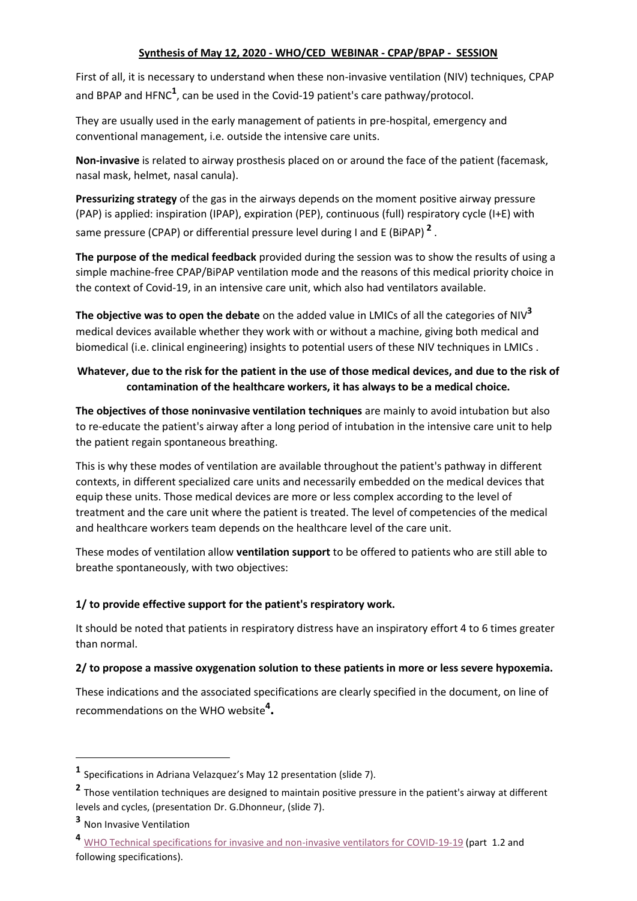# Synthesis of May 12, 2020 - WHO/CED WEBINAR - CPAP/BPAP - SESSION

First of all, it is necessary to understand when these non-invasive ventilation (NIV) techniques, CPAP and BPAP and HFNC[1], can be used in the Covid-19 patient's care pathway/protocol.

They are usually used in the early management of patients in pre-hospital, emergency and conventional management, i.e. outside the intensive care units.

**Non-invasive** is related to airway prosthesis placed on or around the face of the patient (facemask, nasal mask, helmet, nasal canula).

**Pressurizing strategy** of the gas in the airways depends on the moment positive airway pressure (PAP) is applied: inspiration (IPAP), expiration (PEP), continuous (full) respiratory cycle (I+E) with same pressure (CPAP) or differential pressure level during I and E (BiPAP) [2] .

**The purpose of the medical feedback** provided during the session was to show the results of using a simple machine-free CPAP/BiPAP ventilation mode and the reasons of this medical priority choice in the context of Covid-19, in an intensive care unit, which also had ventilators available.

**The objective was to open the debate** on the added value in LMICs of all the categories of NIV[3] medical devices available whether they work with or without a machine, giving both medical and biomedical (i.e. clinical engineering) insights to potential users of these NIV techniques in LMICs .

**Whatever, due to the risk for the patient in the use of those medical devices, and due to the risk of contamination of the healthcare workers, it has always to be a medical choice.**

**The objectives of those noninvasive ventilation techniques** are mainly to avoid intubation but also to re-educate the patient's airway after a long period of intubation in the intensive care unit to help the patient regain spontaneous breathing.

This is why these modes of ventilation are available throughout the patient's pathway in different contexts, in different specialized care units and necessarily embedded on the medical devices that equip these units. Those medical devices are more or less complex according to the level of treatment and the care unit where the patient is treated. The level of competencies of the medical and healthcare workers team depends on the healthcare level of the care unit.

These modes of ventilation allow **ventilation support** to be offered to patients who are still able to breathe spontaneously, with two objectives:

**1/ to provide effective support for the patient's respiratory work.**

It should be noted that patients in respiratory distress have an inspiratory effort 4 to 6 times greater than normal.

**2/ to propose a massive oxygenation solution to these patients in more or less severe hypoxemia.**

These indications and the associated specifications are clearly specified in the document, on line of recommendations on the WHO website[4]**.**

---

[1] Specifications in Adriana Velazquez's May 12 presentation (slide 7).

[2] Those ventilation techniques are designed to maintain positive pressure in the patient's airway at different levels and cycles, (presentation Dr. G.Dhonneur, (slide 7).

[3] Non Invasive Ventilation

[4] WHO Technical specifications for invasive and non-invasive ventilators for COVID-19-19 (part 1.2 and following specifications).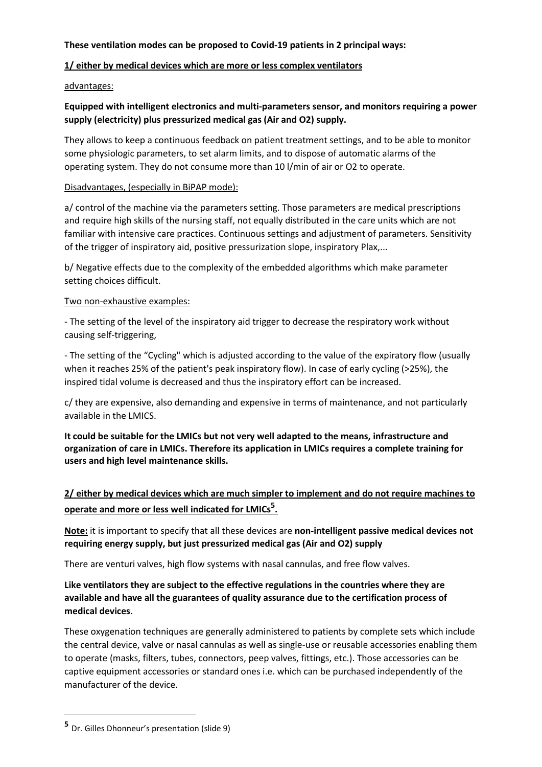**These ventilation modes can be proposed to Covid-19 patients in 2 principal ways:**

**1/ either by medical devices which are more or less complex ventilators**

advantages:

**Equipped with intelligent electronics and multi-parameters sensor, and monitors requiring a power supply (electricity) plus pressurized medical gas (Air and O2) supply.**

They allows to keep a continuous feedback on patient treatment settings, and to be able to monitor some physiologic parameters, to set alarm limits, and to dispose of automatic alarms of the operating system. They do not consume more than 10 l/min of air or O2 to operate.

Disadvantages, (especially in BiPAP mode):

a/ control of the machine via the parameters setting. Those parameters are medical prescriptions and require high skills of the nursing staff, not equally distributed in the care units which are not familiar with intensive care practices. Continuous settings and adjustment of parameters. Sensitivity of the trigger of inspiratory aid, positive pressurization slope, inspiratory Plax,...

b/ Negative effects due to the complexity of the embedded algorithms which make parameter setting choices difficult.

Two non-exhaustive examples:

- The setting of the level of the inspiratory aid trigger to decrease the respiratory work without causing self-triggering,

- The setting of the "Cycling" which is adjusted according to the value of the expiratory flow (usually when it reaches 25% of the patient's peak inspiratory flow). In case of early cycling (>25%), the inspired tidal volume is decreased and thus the inspiratory effort can be increased.

c/ they are expensive, also demanding and expensive in terms of maintenance, and not particularly available in the LMICS.

**It could be suitable for the LMICs but not very well adapted to the means, infrastructure and organization of care in LMICs. Therefore its application in LMICs requires a complete training for users and high level maintenance skills.**

**2/ either by medical devices which are much simpler to implement and do not require machines to operate and more or less well indicated for LMICs[5].**

**Note:** it is important to specify that all these devices are **non-intelligent passive medical devices not requiring energy supply, but just pressurized medical gas (Air and O2) supply**

There are venturi valves, high flow systems with nasal cannulas, and free flow valves.

**Like ventilators they are subject to the effective regulations in the countries where they are available and have all the guarantees of quality assurance due to the certification process of medical devices**.

These oxygenation techniques are generally administered to patients by complete sets which include the central device, valve or nasal cannulas as well as single-use or reusable accessories enabling them to operate (masks, filters, tubes, connectors, peep valves, fittings, etc.). Those accessories can be captive equipment accessories or standard ones i.e. which can be purchased independently of the manufacturer of the device.

[5] Dr. Gilles Dhonneur's presentation (slide 9)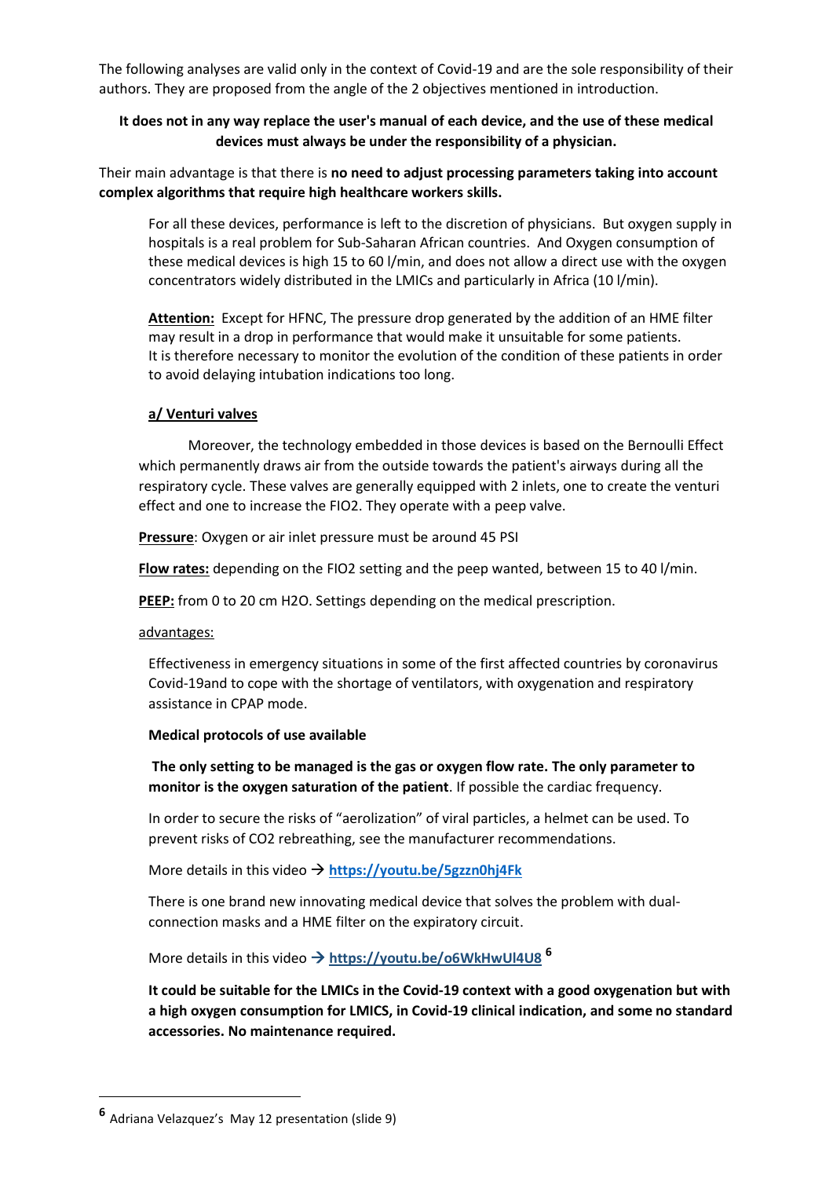The following analyses are valid only in the context of Covid-19 and are the sole responsibility of their authors. They are proposed from the angle of the 2 objectives mentioned in introduction.

**It does not in any way replace the user's manual of each device, and the use of these medical devices must always be under the responsibility of a physician.**

Their main advantage is that there is **no need to adjust processing parameters taking into account complex algorithms that require high healthcare workers skills.**

For all these devices, performance is left to the discretion of physicians. But oxygen supply in hospitals is a real problem for Sub-Saharan African countries. And Oxygen consumption of these medical devices is high 15 to 60 l/min, and does not allow a direct use with the oxygen concentrators widely distributed in the LMICs and particularly in Africa (10 l/min).

**Attention:** Except for HFNC, The pressure drop generated by the addition of an HME filter may result in a drop in performance that would make it unsuitable for some patients. It is therefore necessary to monitor the evolution of the condition of these patients in order to avoid delaying intubation indications too long.

### a/ Venturi valves

Moreover, the technology embedded in those devices is based on the Bernoulli Effect which permanently draws air from the outside towards the patient's airways during all the respiratory cycle. These valves are generally equipped with 2 inlets, one to create the venturi effect and one to increase the FIO2. They operate with a peep valve.

**Pressure**: Oxygen or air inlet pressure must be around 45 PSI

**Flow rates:** depending on the FIO2 setting and the peep wanted, between 15 to 40 l/min.

**PEEP:** from 0 to 20 cm H2O. Settings depending on the medical prescription.

advantages:

Effectiveness in emergency situations in some of the first affected countries by coronavirus Covid-19and to cope with the shortage of ventilators, with oxygenation and respiratory assistance in CPAP mode.

**Medical protocols of use available**

**The only setting to be managed is the gas or oxygen flow rate. The only parameter to monitor is the oxygen saturation of the patient**. If possible the cardiac frequency.

In order to secure the risks of "aerolization" of viral particles, a helmet can be used. To prevent risks of CO2 rebreathing, see the manufacturer recommendations.

More details in this video → **https://youtu.be/5gzzn0hj4Fk**

There is one brand new innovating medical device that solves the problem with dual-connection masks and a HME filter on the expiratory circuit.

More details in this video → **https://youtu.be/o6WkHwUl4U8** [6]

**It could be suitable for the LMICs in the Covid-19 context with a good oxygenation but with a high oxygen consumption for LMICS, in Covid-19 clinical indication, and some no standard accessories. No maintenance required.**

---

[6] Adriana Velazquez's May 12 presentation (slide 9)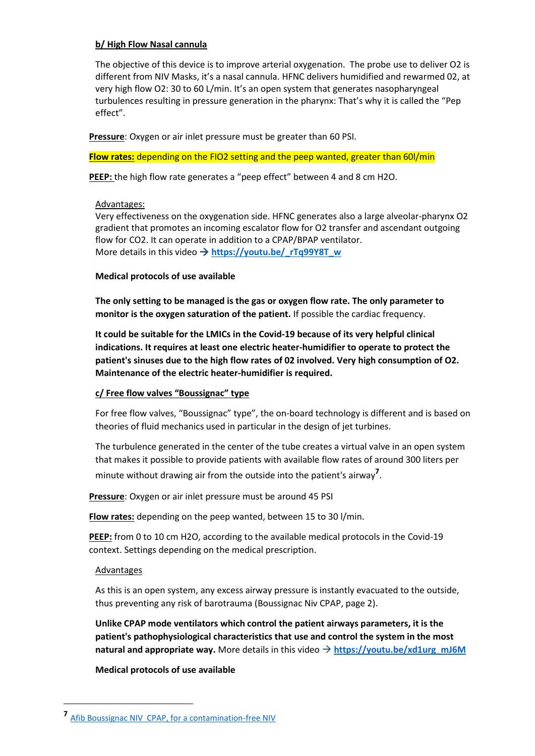**b/ High Flow Nasal cannula**

The objective of this device is to improve arterial oxygenation. The probe use to deliver O2 is different from NIV Masks, it's a nasal cannula. HFNC delivers humidified and rewarmed 02, at very high flow O2: 30 to 60 L/min. It's an open system that generates nasopharyngeal turbulences resulting in pressure generation in the pharynx: That's why it is called the "Pep effect".

**Pressure**: Oxygen or air inlet pressure must be greater than 60 PSI.

**Flow rates:** depending on the FIO2 setting and the peep wanted, greater than 60l/min

**PEEP:** the high flow rate generates a "peep effect" between 4 and 8 cm H2O.

Advantages:

Very effectiveness on the oxygenation side. HFNC generates also a large alveolar-pharynx O2 gradient that promotes an incoming escalator flow for O2 transfer and ascendant outgoing flow for CO2. It can operate in addition to a CPAP/BPAP ventilator.
More details in this video → **https://youtu.be/_rTq99Y8T_w**

**Medical protocols of use available**

**The only setting to be managed is the gas or oxygen flow rate. The only parameter to monitor is the oxygen saturation of the patient.** If possible the cardiac frequency.

**It could be suitable for the LMICs in the Covid-19 because of its very helpful clinical indications. It requires at least one electric heater-humidifier to operate to protect the patient's sinuses due to the high flow rates of 02 involved. Very high consumption of O2. Maintenance of the electric heater-humidifier is required.**

**c/ Free flow valves "Boussignac" type**

For free flow valves, "Boussignac" type", the on-board technology is different and is based on theories of fluid mechanics used in particular in the design of jet turbines.

The turbulence generated in the center of the tube creates a virtual valve in an open system that makes it possible to provide patients with available flow rates of around 300 liters per minute without drawing air from the outside into the patient's airway[7].

**Pressure**: Oxygen or air inlet pressure must be around 45 PSI

**Flow rates:** depending on the peep wanted, between 15 to 30 l/min.

**PEEP:** from 0 to 10 cm H2O, according to the available medical protocols in the Covid-19 context. Settings depending on the medical prescription.

Advantages

As this is an open system, any excess airway pressure is instantly evacuated to the outside, thus preventing any risk of barotrauma (Boussignac Niv CPAP, page 2).

**Unlike CPAP mode ventilators which control the patient airways parameters, it is the patient's pathophysiological characteristics that use and control the system in the most natural and appropriate way.** More details in this video → **https://youtu.be/xd1urg_mJ6M**

**Medical protocols of use available**

---

[7] Afib Boussignac NIV_CPAP, for a contamination-free NIV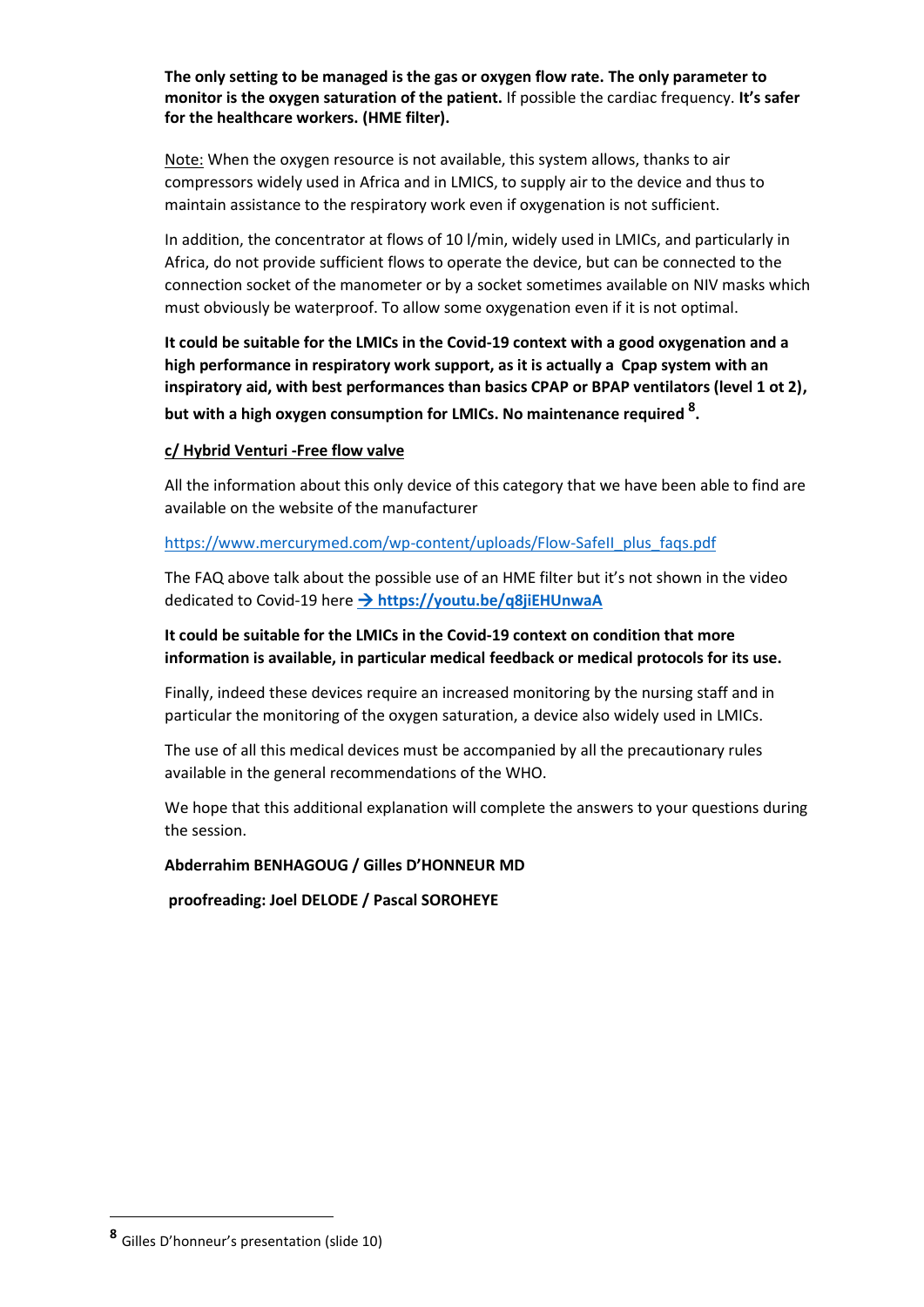**The only setting to be managed is the gas or oxygen flow rate. The only parameter to monitor is the oxygen saturation of the patient.** If possible the cardiac frequency. **It's safer for the healthcare workers. (HME filter).**

Note: When the oxygen resource is not available, this system allows, thanks to air compressors widely used in Africa and in LMICS, to supply air to the device and thus to maintain assistance to the respiratory work even if oxygenation is not sufficient.

In addition, the concentrator at flows of 10 l/min, widely used in LMICs, and particularly in Africa, do not provide sufficient flows to operate the device, but can be connected to the connection socket of the manometer or by a socket sometimes available on NIV masks which must obviously be waterproof. To allow some oxygenation even if it is not optimal.

**It could be suitable for the LMICs in the Covid-19 context with a good oxygenation and a high performance in respiratory work support, as it is actually a Cpap system with an inspiratory aid, with best performances than basics CPAP or BPAP ventilators (level 1 ot 2), but with a high oxygen consumption for LMICs. No maintenance required [8].**

**c/ Hybrid Venturi -Free flow valve**

All the information about this only device of this category that we have been able to find are available on the website of the manufacturer

https://www.mercurymed.com/wp-content/uploads/Flow-SafeII_plus_faqs.pdf

The FAQ above talk about the possible use of an HME filter but it's not shown in the video dedicated to Covid-19 here **→ https://youtu.be/q8jiEHUnwaA**

**It could be suitable for the LMICs in the Covid-19 context on condition that more information is available, in particular medical feedback or medical protocols for its use.**

Finally, indeed these devices require an increased monitoring by the nursing staff and in particular the monitoring of the oxygen saturation, a device also widely used in LMICs.

The use of all this medical devices must be accompanied by all the precautionary rules available in the general recommendations of the WHO.

We hope that this additional explanation will complete the answers to your questions during the session.

**Abderrahim BENHAGOUG / Gilles D'HONNEUR MD**

**proofreading: Joel DELODE / Pascal SOROHEYE**

[8] Gilles D'honneur's presentation (slide 10)